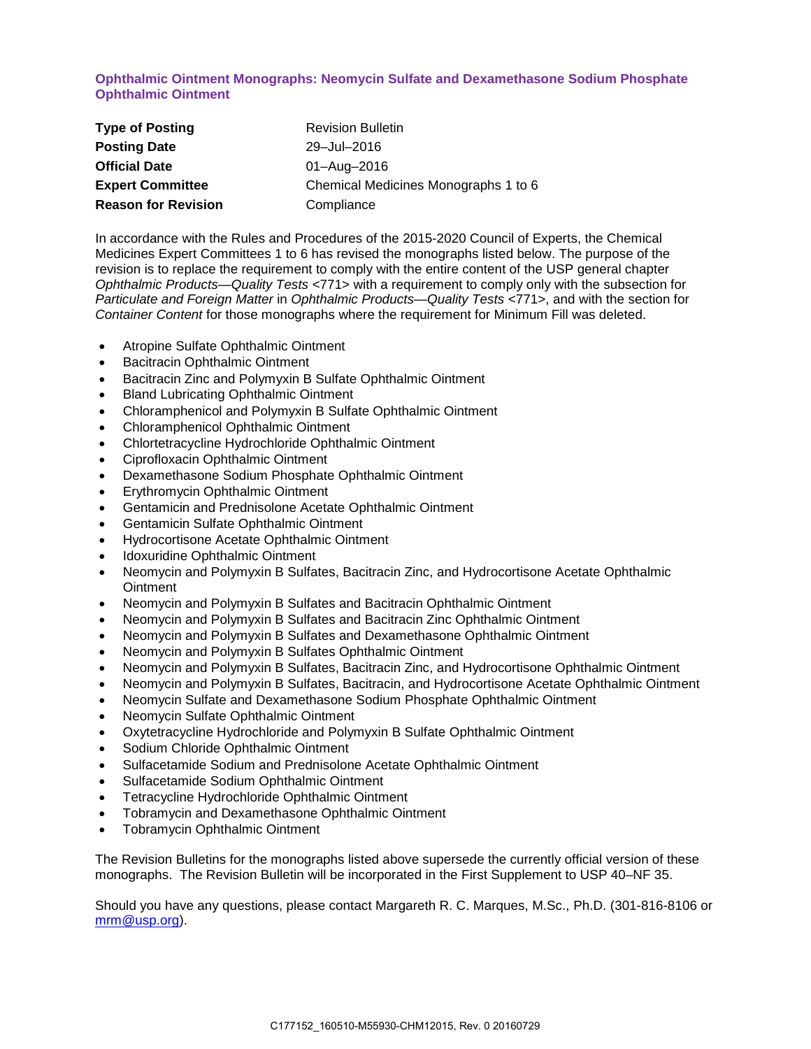## Ophthalmic Ointment Monographs: Neomycin Sulfate and Dexamethasone Sodium Phosphate Ophthalmic Ointment

| **Type of Posting** | Revision Bulletin |
|---|---|
| **Posting Date** | 29–Jul–2016 |
| **Official Date** | 01–Aug–2016 |
| **Expert Committee** | Chemical Medicines Monographs 1 to 6 |
| **Reason for Revision** | Compliance |

In accordance with the Rules and Procedures of the 2015-2020 Council of Experts, the Chemical Medicines Expert Committees 1 to 6 has revised the monographs listed below. The purpose of the revision is to replace the requirement to comply with the entire content of the USP general chapter *Ophthalmic Products—Quality Tests* <771> with a requirement to comply only with the subsection for *Particulate and Foreign Matter* in *Ophthalmic Products—Quality Tests* <771>, and with the section for *Container Content* for those monographs where the requirement for Minimum Fill was deleted.

- Atropine Sulfate Ophthalmic Ointment
- Bacitracin Ophthalmic Ointment
- Bacitracin Zinc and Polymyxin B Sulfate Ophthalmic Ointment
- Bland Lubricating Ophthalmic Ointment
- Chloramphenicol and Polymyxin B Sulfate Ophthalmic Ointment
- Chloramphenicol Ophthalmic Ointment
- Chlortetracycline Hydrochloride Ophthalmic Ointment
- Ciprofloxacin Ophthalmic Ointment
- Dexamethasone Sodium Phosphate Ophthalmic Ointment
- Erythromycin Ophthalmic Ointment
- Gentamicin and Prednisolone Acetate Ophthalmic Ointment
- Gentamicin Sulfate Ophthalmic Ointment
- Hydrocortisone Acetate Ophthalmic Ointment
- Idoxuridine Ophthalmic Ointment
- Neomycin and Polymyxin B Sulfates, Bacitracin Zinc, and Hydrocortisone Acetate Ophthalmic Ointment
- Neomycin and Polymyxin B Sulfates and Bacitracin Ophthalmic Ointment
- Neomycin and Polymyxin B Sulfates and Bacitracin Zinc Ophthalmic Ointment
- Neomycin and Polymyxin B Sulfates and Dexamethasone Ophthalmic Ointment
- Neomycin and Polymyxin B Sulfates Ophthalmic Ointment
- Neomycin and Polymyxin B Sulfates, Bacitracin Zinc, and Hydrocortisone Ophthalmic Ointment
- Neomycin and Polymyxin B Sulfates, Bacitracin, and Hydrocortisone Acetate Ophthalmic Ointment
- Neomycin Sulfate and Dexamethasone Sodium Phosphate Ophthalmic Ointment
- Neomycin Sulfate Ophthalmic Ointment
- Oxytetracycline Hydrochloride and Polymyxin B Sulfate Ophthalmic Ointment
- Sodium Chloride Ophthalmic Ointment
- Sulfacetamide Sodium and Prednisolone Acetate Ophthalmic Ointment
- Sulfacetamide Sodium Ophthalmic Ointment
- Tetracycline Hydrochloride Ophthalmic Ointment
- Tobramycin and Dexamethasone Ophthalmic Ointment
- Tobramycin Ophthalmic Ointment

The Revision Bulletins for the monographs listed above supersede the currently official version of these monographs. The Revision Bulletin will be incorporated in the First Supplement to USP 40–NF 35.

Should you have any questions, please contact Margareth R. C. Marques, M.Sc., Ph.D. (301-816-8106 or mrm@usp.org).

C177152_160510-M55930-CHM12015, Rev. 0 20160729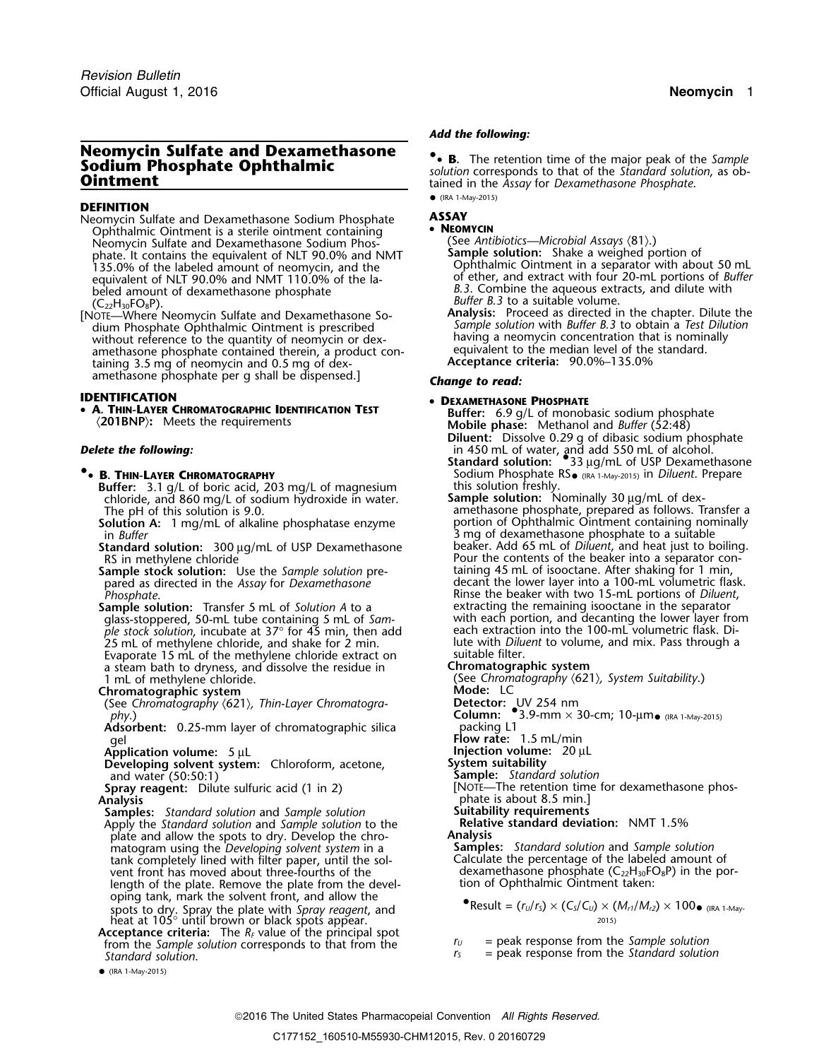# Neomycin Sulfate and Dexamethasone Sodium Phosphate Ophthalmic Ointment

## DEFINITION

Neomycin Sulfate and Dexamethasone Sodium Phosphate Ophthalmic Ointment is a sterile ointment containing Neomycin Sulfate and Dexamethasone Sodium Phosphate. It contains the equivalent of NLT 90.0% and NMT 135.0% of the labeled amount of neomycin, and the equivalent of NLT 90.0% and NMT 110.0% of the labeled amount of dexamethasone phosphate ($C_{22}H_{30}FO_8P$).

[NOTE—Where Neomycin Sulfate and Dexamethasone Sodium Phosphate Ophthalmic Ointment is prescribed without reference to the quantity of neomycin or dexamethasone phosphate contained therein, a product containing 3.5 mg of neomycin and 0.5 mg of dexamethasone phosphate per g shall be dispensed.]

## IDENTIFICATION

- **A. Thin-Layer Chromatographic Identification Test** ⟨201BNP⟩**:** Meets the requirements

***Delete the following:***

- •**B. Thin-Layer Chromatography**

  **Buffer:** 3.1 g/L of boric acid, 203 mg/L of magnesium chloride, and 860 mg/L of sodium hydroxide in water. The pH of this solution is 9.0.

  **Solution A:** 1 mg/mL of alkaline phosphatase enzyme in *Buffer*

  **Standard solution:** 300 µg/mL of USP Dexamethasone RS in methylene chloride

  **Sample stock solution:** Use the *Sample solution* prepared as directed in the *Assay* for *Dexamethasone Phosphate*.

  **Sample solution:** Transfer 5 mL of *Solution A* to a glass-stoppered, 50-mL tube containing 5 mL of *Sample stock solution*, incubate at 37° for 45 min, then add 25 mL of methylene chloride, and shake for 2 min. Evaporate 15 mL of the methylene chloride extract on a steam bath to dryness, and dissolve the residue in 1 mL of methylene chloride.

  **Chromatographic system**

  (See *Chromatography* ⟨621⟩, *Thin-Layer Chromatography*.)

  **Adsorbent:** 0.25-mm layer of chromatographic silica gel

  **Application volume:** 5 µL

  **Developing solvent system:** Chloroform, acetone, and water (50:50:1)

  **Spray reagent:** Dilute sulfuric acid (1 in 2)

  **Analysis**

  **Samples:** *Standard solution* and *Sample solution*

  Apply the *Standard solution* and *Sample solution* to the plate and allow the spots to dry. Develop the chromatogram using the *Developing solvent system* in a tank completely lined with filter paper, until the solvent front has moved about three-fourths of the length of the plate. Remove the plate from the developing tank, mark the solvent front, and allow the spots to dry. Spray the plate with *Spray reagent*, and heat at 105° until brown or black spots appear.

  **Acceptance criteria:** The $R_F$ value of the principal spot from the *Sample solution* corresponds to that from the *Standard solution*.

  • (IRA 1-May-2015)

***Add the following:***

- •**B.** The retention time of the major peak of the *Sample solution* corresponds to that of the *Standard solution*, as obtained in the *Assay* for *Dexamethasone Phosphate*.

  • (IRA 1-May-2015)

## ASSAY

- **Neomycin**

  (See *Antibiotics—Microbial Assays* ⟨81⟩.)

  **Sample solution:** Shake a weighed portion of Ophthalmic Ointment in a separator with about 50 mL of ether, and extract with four 20-mL portions of *Buffer B.3*. Combine the aqueous extracts, and dilute with *Buffer B.3* to a suitable volume.

  **Analysis:** Proceed as directed in the chapter. Dilute the *Sample solution* with *Buffer B.3* to obtain a *Test Dilution* having a neomycin concentration that is nominally equivalent to the median level of the standard.

  **Acceptance criteria:** 90.0%–135.0%

***Change to read:***

- **Dexamethasone Phosphate**

  **Buffer:** 6.9 g/L of monobasic sodium phosphate

  **Mobile phase:** Methanol and *Buffer* (52:48)

  **Diluent:** Dissolve 0.29 g of dibasic sodium phosphate in 450 mL of water, and add 550 mL of alcohol.

  **Standard solution:** •33 µg/mL of USP Dexamethasone Sodium Phosphate RS• (IRA 1-May-2015) in *Diluent*. Prepare this solution freshly.

  **Sample solution:** Nominally 30 µg/mL of dexamethasone phosphate, prepared as follows. Transfer a portion of Ophthalmic Ointment containing nominally 3 mg of dexamethasone phosphate to a suitable beaker. Add 65 mL of *Diluent*, and heat just to boiling. Pour the contents of the beaker into a separator containing 45 mL of isooctane. After shaking for 1 min, decant the lower layer into a 100-mL volumetric flask. Rinse the beaker with two 15-mL portions of *Diluent*, extracting the remaining isooctane in the separator with each portion, and decanting the lower layer from each extraction into the 100-mL volumetric flask. Dilute with *Diluent* to volume, and mix. Pass through a suitable filter.

  **Chromatographic system**

  (See *Chromatography* ⟨621⟩, *System Suitability*.)

  **Mode:** LC

  **Detector:** UV 254 nm

  **Column:** •3.9-mm × 30-cm; 10-µm• (IRA 1-May-2015) packing L1

  **Flow rate:** 1.5 mL/min

  **Injection volume:** 20 µL

  **System suitability**

  **Sample:** *Standard solution*

  [NOTE—The retention time for dexamethasone phosphate is about 8.5 min.]

  **Suitability requirements**

  **Relative standard deviation:** NMT 1.5%

  **Analysis**

  **Samples:** *Standard solution* and *Sample solution*

  Calculate the percentage of the labeled amount of dexamethasone phosphate ($C_{22}H_{30}FO_8P$) in the portion of Ophthalmic Ointment taken:

  •Result = $(r_U/r_S) \times (C_S/C_U) \times (M_{r1}/M_{r2}) \times 100$• (IRA 1-May-2015)

  $r_U$ = peak response from the *Sample solution*

  $r_S$ = peak response from the *Standard solution*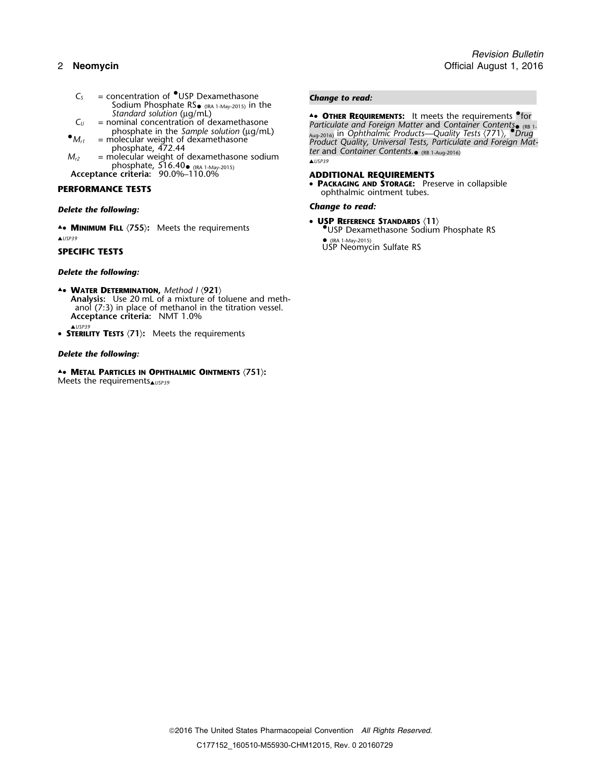$C_S$ = concentration of •USP Dexamethasone Sodium Phosphate RS• (IRA 1-May-2015) in the *Standard solution* (µg/mL)

$C_U$ = nominal concentration of dexamethasone phosphate in the *Sample solution* (µg/mL)

•$M_{r1}$ = molecular weight of dexamethasone phosphate, 472.44

$M_{r2}$ = molecular weight of dexamethasone sodium phosphate, 516.40• (IRA 1-May-2015)

**Acceptance criteria:** 90.0%–110.0%

## PERFORMANCE TESTS

***Delete the following:***

▲• **MINIMUM FILL ⟨755⟩:** Meets the requirements
▲USP39

## SPECIFIC TESTS

***Delete the following:***

▲• **WATER DETERMINATION,** *Method I* **⟨921⟩**
**Analysis:** Use 20 mL of a mixture of toluene and methanol (7:3) in place of methanol in the titration vessel.
**Acceptance criteria:** NMT 1.0%
▲USP39

- **STERILITY TESTS ⟨71⟩:** Meets the requirements

***Delete the following:***

▲• **METAL PARTICLES IN OPHTHALMIC OINTMENTS ⟨751⟩:** Meets the requirements▲USP39

***Change to read:***

▲• **OTHER REQUIREMENTS:** It meets the requirements •for *Particulate and Foreign Matter* and *Container Contents*• (RB 1-Aug-2016) in *Ophthalmic Products—Quality Tests* ⟨771⟩, •*Drug Product Quality, Universal Tests, Particulate and Foreign Matter* and *Container Contents*.• (RB 1-Aug-2016)
▲USP39

## ADDITIONAL REQUIREMENTS

- **PACKAGING AND STORAGE:** Preserve in collapsible ophthalmic ointment tubes.

***Change to read:***

- **USP REFERENCE STANDARDS ⟨11⟩**
  •USP Dexamethasone Sodium Phosphate RS
  • (IRA 1-May-2015)
  USP Neomycin Sulfate RS